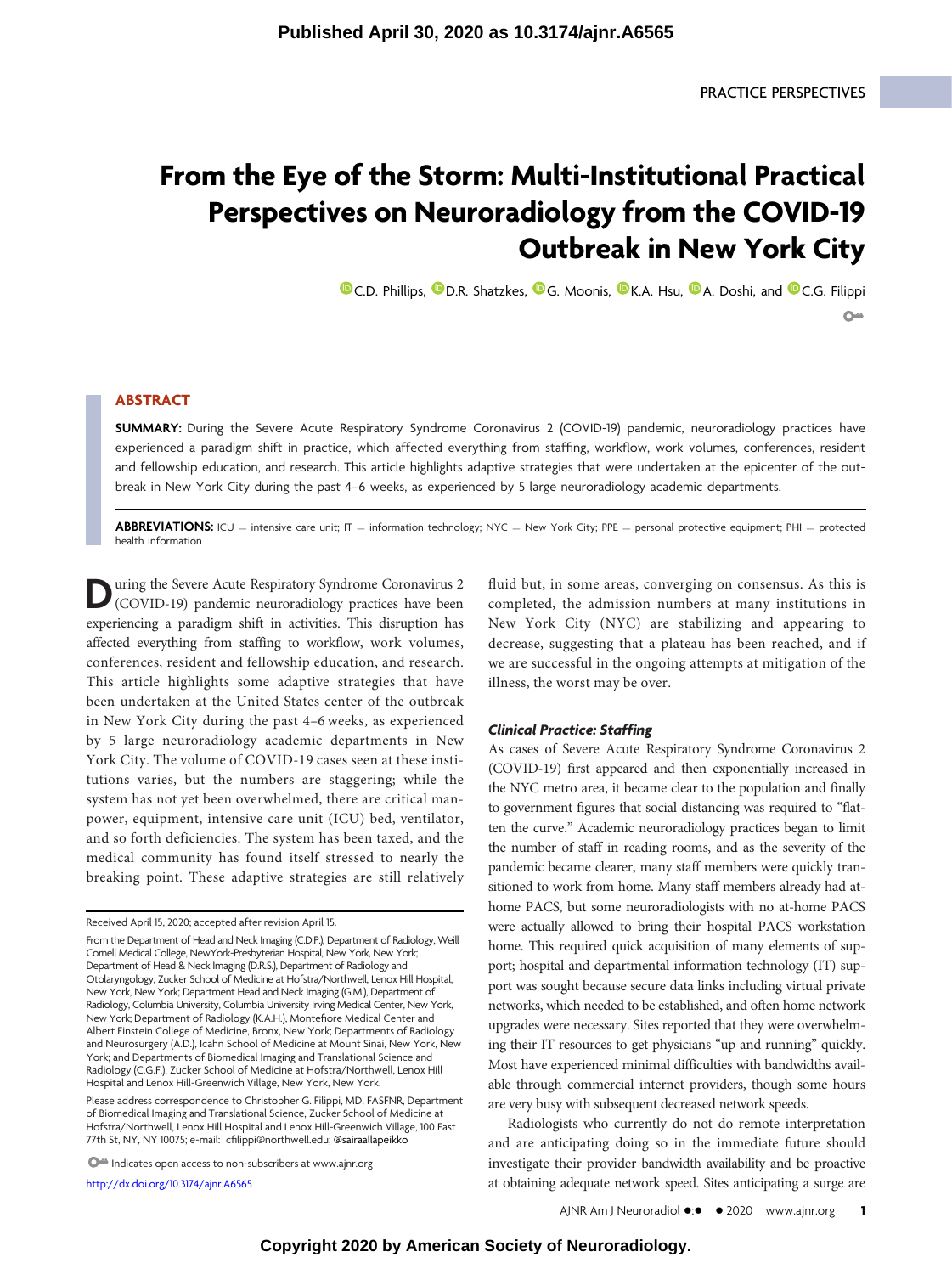PRACTICE PERSPECTIVES

# From the Eye of the Storm: Multi-Institutional Practical Perspectives on Neuroradiology from the COVID-19 Outbreak in New York City

C.D. Phillips, D.R. Shatzkes, G. Moonis, K.A. Hsu, A. Doshi, and C.G. Filippi

## ABSTRACT

**SUMMARY:** During the Severe Acute Respiratory Syndrome Coronavirus 2 (COVID-19) pandemic, neuroradiology practices have experienced a paradigm shift in practice, which affected everything from staffing, workflow, work volumes, conferences, resident and fellowship education, and research. This article highlights adaptive strategies that were undertaken at the epicenter of the outbreak in New York City during the past 4–6 weeks, as experienced by 5 large neuroradiology academic departments.

**ABBREVIATIONS:** ICU = intensive care unit; IT = information technology; NYC = New York City; PPE = personal protective equipment; PHI = protected health information

During the Severe Acute Respiratory Syndrome Coronavirus 2 (COVID-19) pandemic neuroradiology practices have been experiencing a paradigm shift in activities. This disruption has affected everything from staffing to workflow, work volumes, conferences, resident and fellowship education, and research. This article highlights some adaptive strategies that have been undertaken at the United States center of the outbreak in New York City during the past 4–6 weeks, as experienced by 5 large neuroradiology academic departments in New York City. The volume of COVID-19 cases seen at these institutions varies, but the numbers are staggering; while the system has not yet been overwhelmed, there are critical manpower, equipment, intensive care unit (ICU) bed, ventilator, and so forth deficiencies. The system has been taxed, and the medical community has found itself stressed to nearly the breaking point. These adaptive strategies are still relatively fluid but, in some areas, converging on consensus. As this is completed, the admission numbers at many institutions in New York City (NYC) are stabilizing and appearing to decrease, suggesting that a plateau has been reached, and if we are successful in the ongoing attempts at mitigation of the illness, the worst may be over.

### *Clinical Practice: Staffing*

As cases of Severe Acute Respiratory Syndrome Coronavirus 2 (COVID-19) first appeared and then exponentially increased in the NYC metro area, it became clear to the population and finally to government figures that social distancing was required to "flatten the curve." Academic neuroradiology practices began to limit the number of staff in reading rooms, and as the severity of the pandemic became clearer, many staff members were quickly transitioned to work from home. Many staff members already had at-home PACS, but some neuroradiologists with no at-home PACS were actually allowed to bring their hospital PACS workstation home. This required quick acquisition of many elements of support; hospital and departmental information technology (IT) support was sought because secure data links including virtual private networks, which needed to be established, and often home network upgrades were necessary. Sites reported that they were overwhelming their IT resources to get physicians "up and running" quickly. Most have experienced minimal difficulties with bandwidths available through commercial internet providers, though some hours are very busy with subsequent decreased network speeds.

Radiologists who currently do not do remote interpretation and are anticipating doing so in the immediate future should investigate their provider bandwidth availability and be proactive at obtaining adequate network speed. Sites anticipating a surge are

---

Received April 15, 2020; accepted after revision April 15.

From the Department of Head and Neck Imaging (C.D.P.), Department of Radiology, Weill Cornell Medical College, NewYork-Presbyterian Hospital, New York, New York; Department of Head & Neck Imaging (D.R.S.), Department of Radiology and Otolaryngology, Zucker School of Medicine at Hofstra/Northwell, Lenox Hill Hospital, New York, New York; Department Head and Neck Imaging (G.M.), Department of Radiology, Columbia University, Columbia University Irving Medical Center, New York, New York; Department of Radiology (K.A.H.), Montefiore Medical Center and Albert Einstein College of Medicine, Bronx, New York; Departments of Radiology and Neurosurgery (A.D.), Icahn School of Medicine at Mount Sinai, New York, New York; and Departments of Biomedical Imaging and Translational Science and Radiology (C.G.F.), Zucker School of Medicine at Hofstra/Northwell, Lenox Hill Hospital and Lenox Hill-Greenwich Village, New York, New York.

Please address correspondence to Christopher G. Filippi, MD, FASFNR, Department of Biomedical Imaging and Translational Science, Zucker School of Medicine at Hofstra/Northwell, Lenox Hill Hospital, 100 East 77th St, NY, NY 10075; e-mail: cfilippi@northwell.edu; @sairaallapeikko

Indicates open access to non-subscribers at www.ajnr.org

http://dx.doi.org/10.3174/ajnr.A6565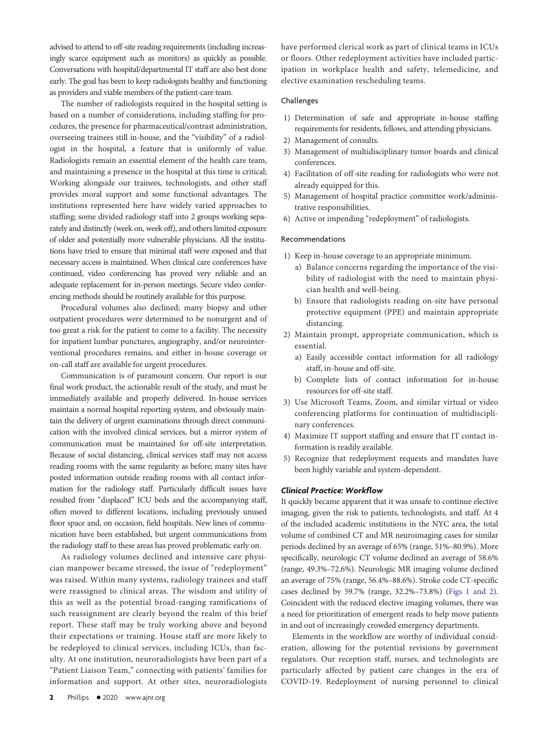advised to attend to off-site reading requirements (including increasingly scarce equipment such as monitors) as quickly as possible. Conversations with hospital/departmental IT staff are also best done early. The goal has been to keep radiologists healthy and functioning as providers and viable members of the patient-care team.

The number of radiologists required in the hospital setting is based on a number of considerations, including staffing for procedures, the presence for pharmaceutical/contrast administration, overseeing trainees still in-house, and the "visibility" of a radiologist in the hospital, a feature that is uniformly of value. Radiologists remain an essential element of the health care team, and maintaining a presence in the hospital at this time is critical; Working alongside our trainees, technologists, and other staff provides moral support and some functional advantages. The institutions represented here have widely varied approaches to staffing; some divided radiology staff into 2 groups working separately and distinctly (week on, week off), and others limited exposure of older and potentially more vulnerable physicians. All the institutions have tried to ensure that minimal staff were exposed and that necessary access is maintained. When clinical care conferences have continued, video conferencing has proved very reliable and an adequate replacement for in-person meetings. Secure video conferencing methods should be routinely available for this purpose.

Procedural volumes also declined; many biopsy and other outpatient procedures were determined to be nonurgent and of too great a risk for the patient to come to a facility. The necessity for inpatient lumbar punctures, angiography, and/or neurointerventional procedures remains, and either in-house coverage or on-call staff are available for urgent procedures.

Communication is of paramount concern. Our report is our final work product, the actionable result of the study, and must be immediately available and properly delivered. In-house services maintain a normal hospital reporting system, and obviously maintain the delivery of urgent examinations through direct communication with the involved clinical services, but a mirror system of communication must be maintained for off-site interpretation. Because of social distancing, clinical services staff may not access reading rooms with the same regularity as before; many sites have posted information outside reading rooms with all contact information for the radiology staff. Particularly difficult issues have resulted from "displaced" ICU beds and the accompanying staff, often moved to different locations, including previously unused floor space and, on occasion, field hospitals. New lines of communication have been established, but urgent communications from the radiology staff to these areas has proved problematic early on.

As radiology volumes declined and intensive care physician manpower became stressed, the issue of "redeployment" was raised. Within many systems, radiology trainees and staff were reassigned to clinical areas. The wisdom and utility of this as well as the potential broad-ranging ramifications of such reassignment are clearly beyond the realm of this brief report. These staff may be truly working above and beyond their expectations or training. House staff are more likely to be redeployed to clinical services, including ICUs, than faculty. At one institution, neuroradiologists have been part of a "Patient Liaison Team," connecting with patients' families for information and support. At other sites, neuroradiologists have performed clerical work as part of clinical teams in ICUs or floors. Other redeployment activities have included participation in workplace health and safety, telemedicine, and elective examination rescheduling teams.

#### Challenges

1) Determination of safe and appropriate in-house staffing requirements for residents, fellows, and attending physicians.
2) Management of consults.
3) Management of multidisciplinary tumor boards and clinical conferences.
4) Facilitation of off-site reading for radiologists who were not already equipped for this.
5) Management of hospital practice committee work/administrative responsibilities.
6) Active or impending "redeployment" of radiologists.

#### Recommendations

1) Keep in-house coverage to an appropriate minimum.
   a) Balance concerns regarding the importance of the visibility of radiologist with the need to maintain physician health and well-being.
   b) Ensure that radiologists reading on-site have personal protective equipment (PPE) and maintain appropriate distancing.
2) Maintain prompt, appropriate communication, which is essential.
   a) Easily accessible contact information for all radiology staff, in-house and off-site.
   b) Complete lists of contact information for in-house resources for off-site staff.
3) Use Microsoft Teams, Zoom, and similar virtual or video conferencing platforms for continuation of multidisciplinary conferences.
4) Maximize IT support staffing and ensure that IT contact information is readily available.
5) Recognize that redeployment requests and mandates have been highly variable and system-dependent.

### *Clinical Practice: Workflow*

It quickly became apparent that it was unsafe to continue elective imaging, given the risk to patients, technologists, and staff. At 4 of the included academic institutions in the NYC area, the total volume of combined CT and MR neuroimaging cases for similar periods declined by an average of 65% (range, 51%–80.9%). More specifically, neurologic CT volume declined an average of 58.6% (range, 49.3%–72.6%). Neurologic MR imaging volume declined an average of 75% (range, 56.4%–88.6%). Stroke code CT-specific cases declined by 59.7% (range, 32.2%–73.8%) (Figs 1 and 2). Coincident with the reduced elective imaging volumes, there was a need for prioritization of emergent reads to help move patients in and out of increasingly crowded emergency departments.

Elements in the workflow are worthy of individual consideration, allowing for the potential revisions by government regulators. Our reception staff, nurses, and technologists are particularly affected by patient care changes in the era of COVID-19. Redeployment of nursing personnel to clinical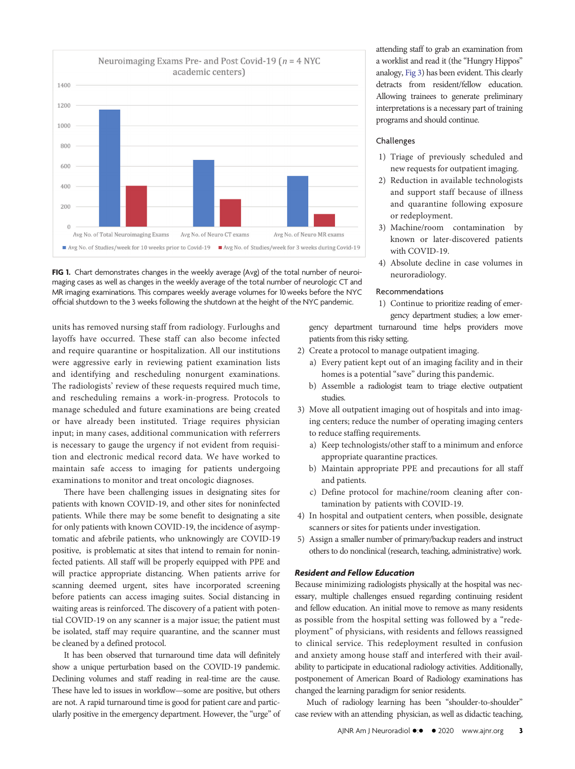units has removed nursing staff from radiology. Furloughs and layoffs have occurred. These staff can also become infected and require quarantine or hospitalization. All our institutions were aggressive early in reviewing patient examination lists and identifying and rescheduling nonurgent examinations. The radiologists' review of these requests required much time, and rescheduling remains a work-in-progress. Protocols to manage scheduled and future examinations are being created or have already been instituted. Triage requires physician input; in many cases, additional communication with referrers is necessary to gauge the urgency if not evident from requisition and electronic medical record data. We have worked to maintain safe access to imaging for patients undergoing examinations to monitor and treat oncologic diagnoses.

There have been challenging issues in designating sites for patients with known COVID-19, and other sites for noninfected patients. While there may be some benefit to designating a site for only patients with known COVID-19, the incidence of asymptomatic and afebrile patients, who unknowingly are COVID-19 positive, is problematic at sites that intend to remain for noninfected patients. All staff will be properly equipped with PPE and will practice appropriate distancing. When patients arrive for scanning deemed urgent, sites have incorporated screening before patients can access imaging suites. Social distancing in waiting areas is reinforced. The discovery of a patient with potential COVID-19 on any scanner is a major issue; the patient must be isolated, staff may require quarantine, and the scanner must be cleaned by a defined protocol.

It has been observed that turnaround time data will definitely show a unique perturbation based on the COVID-19 pandemic. Declining volumes and staff reading in real-time are the cause. These have led to issues in workflow—some are positive, but others are not. A rapid turnaround time is good for patient care and particularly positive in the emergency department. However, the "urge" of attending staff to grab an examination from a worklist and read it (the "Hungry Hippos" analogy, Fig 3) has been evident. This clearly detracts from resident/fellow education. Allowing trainees to generate preliminary interpretations is a necessary part of training programs and should continue.

FIG 1. Chart demonstrates changes in the weekly average (Avg) of the total number of neuroimaging cases as well as changes in the weekly average of the total number of neurologic CT and MR imaging examinations. This compares weekly average volumes for 10 weeks before the NYC official shutdown to the 3 weeks following the shutdown at the height of the NYC pandemic.

### Challenges

1) Triage of previously scheduled and new requests for outpatient imaging.
2) Reduction in available technologists and support staff because of illness and quarantine following exposure or redeployment.
3) Machine/room contamination by known or later-discovered patients with COVID-19.
4) Absolute decline in case volumes in neuroradiology.

### Recommendations

1) Continue to prioritize reading of emergency department studies; a low emergency department turnaround time helps providers move patients from this risky setting.
2) Create a protocol to manage outpatient imaging.
   a) Every patient kept out of an imaging facility and in their homes is a potential "save" during this pandemic.
   b) Assemble a radiologist team to triage elective outpatient studies.
3) Move all outpatient imaging out of hospitals and into imaging centers; reduce the number of operating imaging centers to reduce staffing requirements.
   a) Keep technologists/other staff to a minimum and enforce appropriate quarantine practices.
   b) Maintain appropriate PPE and precautions for all staff and patients.
   c) Define protocol for machine/room cleaning after contamination by patients with COVID-19.
4) In hospital and outpatient centers, when possible, designate scanners or sites for patients under investigation.
5) Assign a smaller number of primary/backup readers and instruct others to do nonclinical (research, teaching, administrative) work.

### *Resident and Fellow Education*

Because minimizing radiologists physically at the hospital was necessary, multiple challenges ensued regarding continuing resident and fellow education. An initial move to remove as many residents as possible from the hospital setting was followed by a "redeployment" of physicians, with residents and fellows reassigned to clinical service. This redeployment resulted in confusion and anxiety among house staff and interfered with their availability to participate in educational radiology activities. Additionally, postponement of American Board of Radiology examinations has changed the learning paradigm for senior residents.

Much of radiology learning has been "shoulder-to-shoulder" case review with an attending physician, as well as didactic teaching,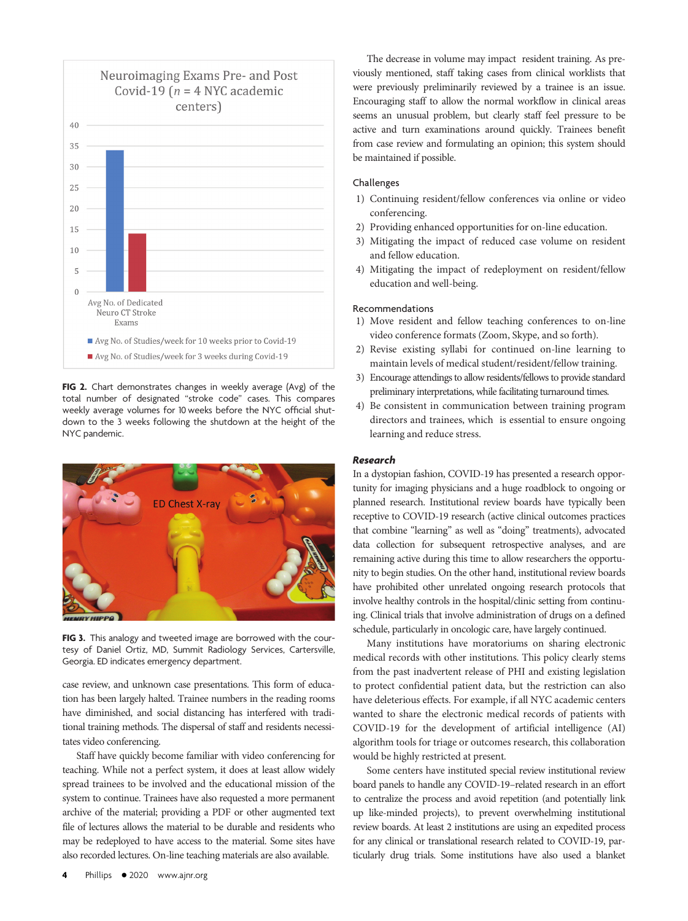FIG 2. Chart demonstrates changes in weekly average (Avg) of the total number of designated "stroke code" cases. This compares weekly average volumes for 10 weeks before the NYC official shutdown to the 3 weeks following the shutdown at the height of the NYC pandemic.

FIG 3. This analogy and tweeted image are borrowed with the courtesy of Daniel Ortiz, MD, Summit Radiology Services, Cartersville, Georgia. ED indicates emergency department.

case review, and unknown case presentations. This form of education has been largely halted. Trainee numbers in the reading rooms have diminished, and social distancing has interfered with traditional training methods. The dispersal of staff and residents necessitates video conferencing.

Staff have quickly become familiar with video conferencing for teaching. While not a perfect system, it does at least allow widely spread trainees to be involved and the educational mission of the system to continue. Trainees have also requested a more permanent archive of the material; providing a PDF or other augmented text file of lectures allows the material to be durable and residents who may be redeployed to have access to the material. Some sites have also recorded lectures. On-line teaching materials are also available.

The decrease in volume may impact resident training. As previously mentioned, staff taking cases from clinical worklists that were previously preliminarily reviewed by a trainee is an issue. Encouraging staff to allow the normal workflow in clinical areas seems an unusual problem, but clearly staff feel pressure to be active and turn examinations around quickly. Trainees benefit from case review and formulating an opinion; this system should be maintained if possible.

Challenges

1) Continuing resident/fellow conferences via online or video conferencing.
2) Providing enhanced opportunities for on-line education.
3) Mitigating the impact of reduced case volume on resident and fellow education.
4) Mitigating the impact of redeployment on resident/fellow education and well-being.

Recommendations

1) Move resident and fellow teaching conferences to on-line video conference formats (Zoom, Skype, and so forth).
2) Revise existing syllabi for continued on-line learning to maintain levels of medical student/resident/fellow training.
3) Encourage attendings to allow residents/fellows to provide standard preliminary interpretations, while facilitating turnaround times.
4) Be consistent in communication between training program directors and trainees, which is essential to ensure ongoing learning and reduce stress.

### *Research*

In a dystopian fashion, COVID-19 has presented a research opportunity for imaging physicians and a huge roadblock to ongoing or planned research. Institutional review boards have typically been receptive to COVID-19 research (active clinical outcomes practices that combine "learning" as well as "doing" treatments), advocated data collection for subsequent retrospective analyses, and are remaining active during this time to allow researchers the opportunity to begin studies. On the other hand, institutional review boards have prohibited other unrelated ongoing research protocols that involve healthy controls in the hospital/clinic setting from continuing. Clinical trials that involve administration of drugs on a defined schedule, particularly in oncologic care, have largely continued.

Many institutions have moratoriums on sharing electronic medical records with other institutions. This policy clearly stems from the past inadvertent release of PHI and existing legislation to protect confidential patient data, but the restriction can also have deleterious effects. For example, if all NYC academic centers wanted to share the electronic medical records of patients with COVID-19 for the development of artificial intelligence (AI) algorithm tools for triage or outcomes research, this collaboration would be highly restricted at present.

Some centers have instituted special review institutional review board panels to handle any COVID-19–related research in an effort to centralize the process and avoid repetition (and potentially link up like-minded projects), to prevent overwhelming institutional review boards. At least 2 institutions are using an expedited process for any clinical or translational research related to COVID-19, particularly drug trials. Some institutions have also used a blanket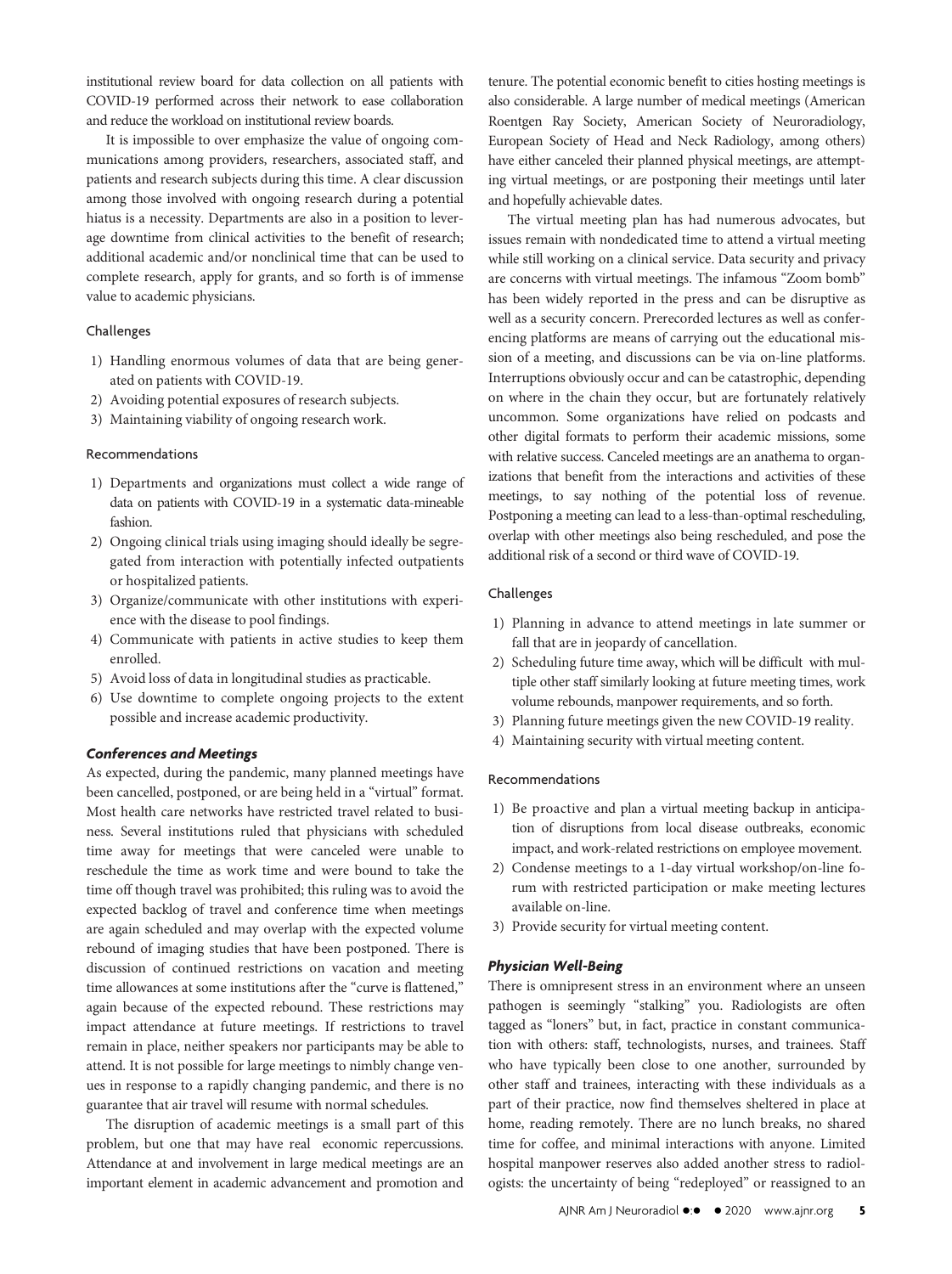institutional review board for data collection on all patients with COVID-19 performed across their network to ease collaboration and reduce the workload on institutional review boards.

It is impossible to over emphasize the value of ongoing communications among providers, researchers, associated staff, and patients and research subjects during this time. A clear discussion among those involved with ongoing research during a potential hiatus is a necessity. Departments are also in a position to leverage downtime from clinical activities to the benefit of research; additional academic and/or nonclinical time that can be used to complete research, apply for grants, and so forth is of immense value to academic physicians.

#### Challenges

1) Handling enormous volumes of data that are being generated on patients with COVID-19.
2) Avoiding potential exposures of research subjects.
3) Maintaining viability of ongoing research work.

#### Recommendations

1) Departments and organizations must collect a wide range of data on patients with COVID-19 in a systematic data-mineable fashion.
2) Ongoing clinical trials using imaging should ideally be segregated from interaction with potentially infected outpatients or hospitalized patients.
3) Organize/communicate with other institutions with experience with the disease to pool findings.
4) Communicate with patients in active studies to keep them enrolled.
5) Avoid loss of data in longitudinal studies as practicable.
6) Use downtime to complete ongoing projects to the extent possible and increase academic productivity.

### *Conferences and Meetings*

As expected, during the pandemic, many planned meetings have been cancelled, postponed, or are being held in a "virtual" format. Most health care networks have restricted travel related to business. Several institutions ruled that physicians with scheduled time away for meetings that were canceled were unable to reschedule the time as work time and were bound to take the time off though travel was prohibited; this ruling was to avoid the expected backlog of travel and conference time when meetings are again scheduled and may overlap with the expected volume rebound of imaging studies that have been postponed. There is discussion of continued restrictions on vacation and meeting time allowances at some institutions after the "curve is flattened," again because of the expected rebound. These restrictions may impact attendance at future meetings. If restrictions to travel remain in place, neither speakers nor participants may be able to attend. It is not possible for large meetings to nimbly change venues in response to a rapidly changing pandemic, and there is no guarantee that air travel will resume with normal schedules.

The disruption of academic meetings is a small part of this problem, but one that may have real economic repercussions. Attendance at and involvement in large medical meetings are an important element in academic advancement and promotion and tenure. The potential economic benefit to cities hosting meetings is also considerable. A large number of medical meetings (American Roentgen Ray Society, American Society of Neuroradiology, European Society of Head and Neck Radiology, among others) have either canceled their planned physical meetings, are attempting virtual meetings, or are postponing their meetings until later and hopefully achievable dates.

The virtual meeting plan has had numerous advocates, but issues remain with nondedicated time to attend a virtual meeting while still working on a clinical service. Data security and privacy are concerns with virtual meetings. The infamous "Zoom bomb" has been widely reported in the press and can be disruptive as well as a security concern. Prerecorded lectures as well as conferencing platforms are means of carrying out the educational mission of a meeting, and discussions can be via on-line platforms. Interruptions obviously occur and can be catastrophic, depending on where in the chain they occur, but are fortunately relatively uncommon. Some organizations have relied on podcasts and other digital formats to perform their academic missions, some with relative success. Canceled meetings are an anathema to organizations that benefit from the interactions and activities of these meetings, to say nothing of the potential loss of revenue. Postponing a meeting can lead to a less-than-optimal rescheduling, overlap with other meetings also being rescheduled, and pose the additional risk of a second or third wave of COVID-19.

#### Challenges

1) Planning in advance to attend meetings in late summer or fall that are in jeopardy of cancellation.
2) Scheduling future time away, which will be difficult with multiple other staff similarly looking at future meeting times, work volume rebounds, manpower requirements, and so forth.
3) Planning future meetings given the new COVID-19 reality.
4) Maintaining security with virtual meeting content.

#### Recommendations

1) Be proactive and plan a virtual meeting backup in anticipation of disruptions from local disease outbreaks, economic impact, and work-related restrictions on employee movement.
2) Condense meetings to a 1-day virtual workshop/on-line forum with restricted participation or make meeting lectures available on-line.
3) Provide security for virtual meeting content.

### *Physician Well-Being*

There is omnipresent stress in an environment where an unseen pathogen is seemingly "stalking" you. Radiologists are often tagged as "loners" but, in fact, practice in constant communication with others: staff, technologists, nurses, and trainees. Staff who have typically been close to one another, surrounded by other staff and trainees, interacting with these individuals as a part of their practice, now find themselves sheltered in place at home, reading remotely. There are no lunch breaks, no shared time for coffee, and minimal interactions with anyone. Limited hospital manpower reserves also added another stress to radiologists: the uncertainty of being "redeployed" or reassigned to an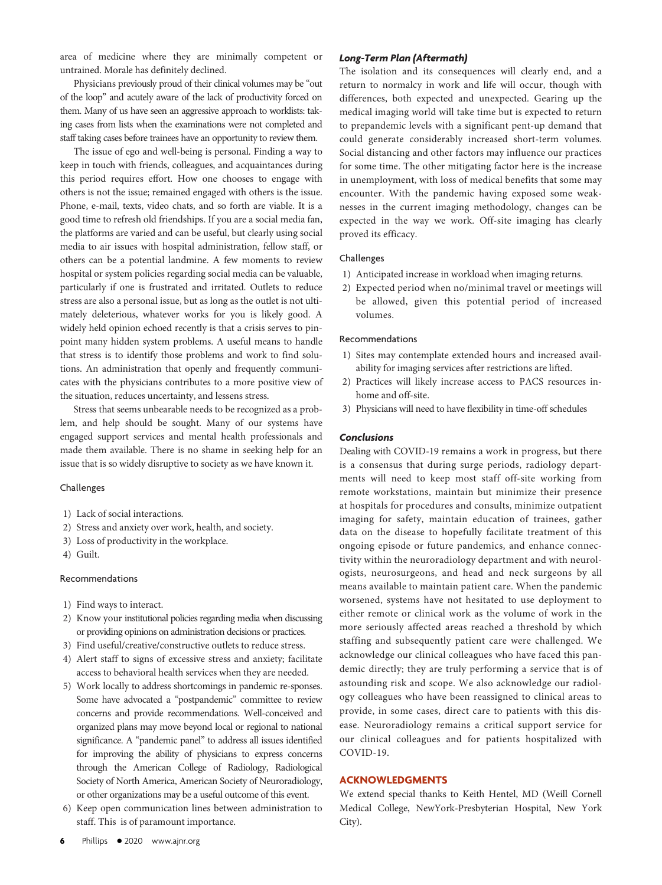area of medicine where they are minimally competent or untrained. Morale has definitely declined.

Physicians previously proud of their clinical volumes may be "out of the loop" and acutely aware of the lack of productivity forced on them. Many of us have seen an aggressive approach to worklists: taking cases from lists when the examinations were not completed and staff taking cases before trainees have an opportunity to review them.

The issue of ego and well-being is personal. Finding a way to keep in touch with friends, colleagues, and acquaintances during this period requires effort. How one chooses to engage with others is not the issue; remained engaged with others is the issue. Phone, e-mail, texts, video chats, and so forth are viable. It is a good time to refresh old friendships. If you are a social media fan, the platforms are varied and can be useful, but clearly using social media to air issues with hospital administration, fellow staff, or others can be a potential landmine. A few moments to review hospital or system policies regarding social media can be valuable, particularly if one is frustrated and irritated. Outlets to reduce stress are also a personal issue, but as long as the outlet is not ultimately deleterious, whatever works for you is likely good. A widely held opinion echoed recently is that a crisis serves to pinpoint many hidden system problems. A useful means to handle that stress is to identify those problems and work to find solutions. An administration that openly and frequently communicates with the physicians contributes to a more positive view of the situation, reduces uncertainty, and lessens stress.

Stress that seems unbearable needs to be recognized as a problem, and help should be sought. Many of our systems have engaged support services and mental health professionals and made them available. There is no shame in seeking help for an issue that is so widely disruptive to society as we have known it.

#### Challenges

1) Lack of social interactions.
2) Stress and anxiety over work, health, and society.
3) Loss of productivity in the workplace.
4) Guilt.

#### Recommendations

1) Find ways to interact.
2) Know your institutional policies regarding media when discussing or providing opinions on administration decisions or practices.
3) Find useful/creative/constructive outlets to reduce stress.
4) Alert staff to signs of excessive stress and anxiety; facilitate access to behavioral health services when they are needed.
5) Work locally to address shortcomings in pandemic re-sponses. Some have advocated a "postpandemic" committee to review concerns and provide recommendations. Well-conceived and organized plans may move beyond local or regional to national significance. A "pandemic panel" to address all issues identified for improving the ability of physicians to express concerns through the American College of Radiology, Radiological Society of North America, American Society of Neuroradiology, or other organizations may be a useful outcome of this event.
6) Keep open communication lines between administration to staff. This is of paramount importance.

### *Long-Term Plan (Aftermath)*

The isolation and its consequences will clearly end, and a return to normalcy in work and life will occur, though with differences, both expected and unexpected. Gearing up the medical imaging world will take time but is expected to return to prepandemic levels with a significant pent-up demand that could generate considerably increased short-term volumes. Social distancing and other factors may influence our practices for some time. The other mitigating factor here is the increase in unemployment, with loss of medical benefits that some may encounter. With the pandemic having exposed some weaknesses in the current imaging methodology, changes can be expected in the way we work. Off-site imaging has clearly proved its efficacy.

#### Challenges

1) Anticipated increase in workload when imaging returns.
2) Expected period when no/minimal travel or meetings will be allowed, given this potential period of increased volumes.

#### Recommendations

1) Sites may contemplate extended hours and increased availability for imaging services after restrictions are lifted.
2) Practices will likely increase access to PACS resources in-home and off-site.
3) Physicians will need to have flexibility in time-off schedules

### *Conclusions*

Dealing with COVID-19 remains a work in progress, but there is a consensus that during surge periods, radiology departments will need to keep most staff off-site working from remote workstations, maintain but minimize their presence at hospitals for procedures and consults, minimize outpatient imaging for safety, maintain education of trainees, gather data on the disease to hopefully facilitate treatment of this ongoing episode or future pandemics, and enhance connectivity within the neuroradiology department and with neurologists, neurosurgeons, and head and neck surgeons by all means available to maintain patient care. When the pandemic worsened, systems have not hesitated to use deployment to either remote or clinical work as the volume of work in the more seriously affected areas reached a threshold by which staffing and subsequently patient care were challenged. We acknowledge our clinical colleagues who have faced this pandemic directly; they are truly performing a service that is of astounding risk and scope. We also acknowledge our radiology colleagues who have been reassigned to clinical areas to provide, in some cases, direct care to patients with this disease. Neuroradiology remains a critical support service for our clinical colleagues and for patients hospitalized with COVID-19.

## ACKNOWLEDGMENTS

We extend special thanks to Keith Hentel, MD (Weill Cornell Medical College, NewYork-Presbyterian Hospital, New York City).